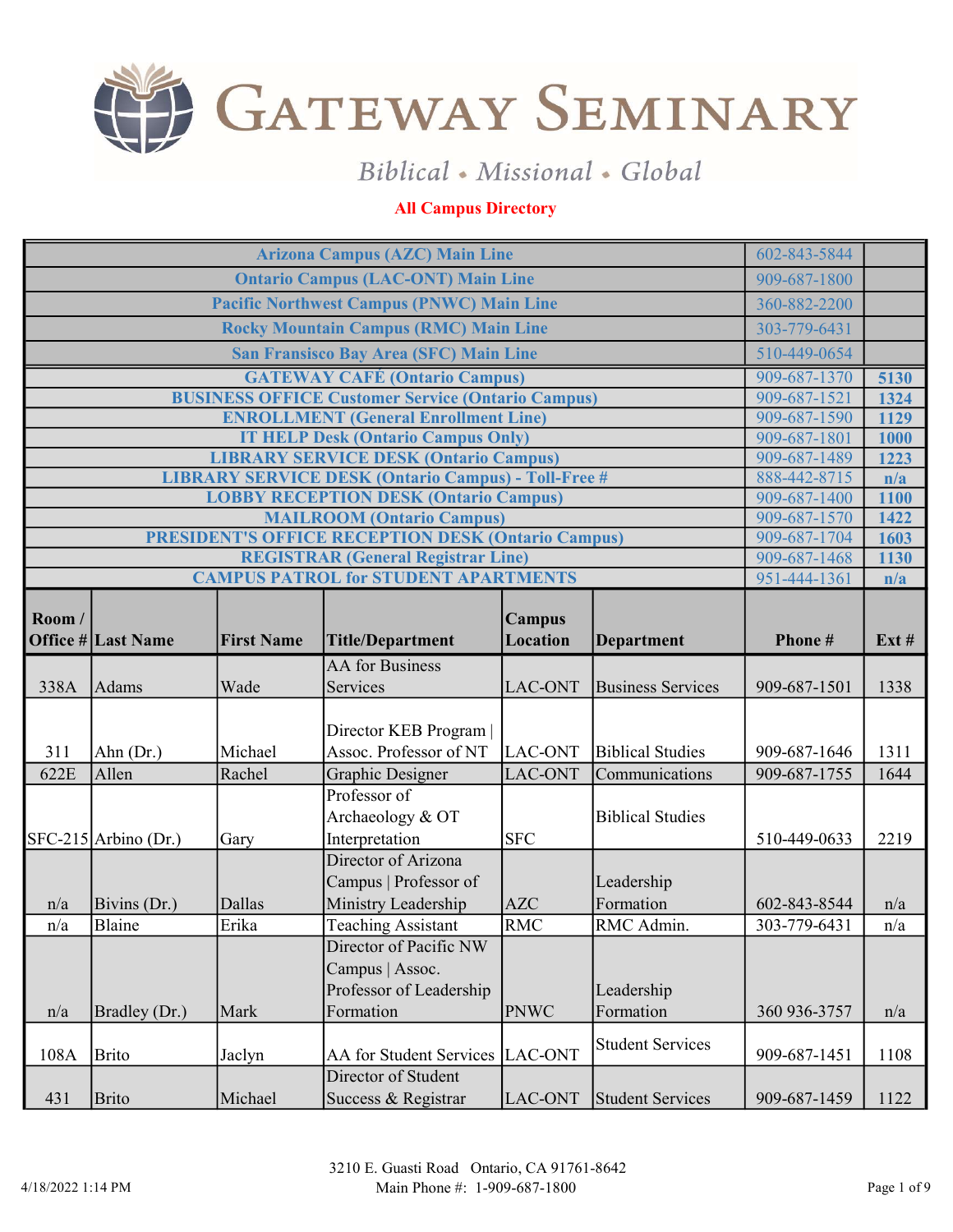# GATEWAY SEMINARY

*Biblical • Missional • Global*

**All Campus Directory**

| | | |
|---|---|---|
| **Arizona Campus (AZC) Main Line** | 602-843-5844 | |
| **Ontario Campus (LAC-ONT) Main Line** | 909-687-1800 | |
| **Pacific Northwest Campus (PNWC) Main Line** | 360-882-2200 | |
| **Rocky Mountain Campus (RMC) Main Line** | 303-779-6431 | |
| **San Fransisco Bay Area (SFC) Main Line** | 510-449-0654 | |
| **GATEWAY CAFE (Ontario Campus)** | 909-687-1370 | **5130** |
| **BUSINESS OFFICE Customer Service (Ontario Campus)** | 909-687-1521 | **1324** |
| **ENROLLMENT (General Enrollment Line)** | 909-687-1590 | **1129** |
| **IT HELP Desk (Ontario Campus Only)** | 909-687-1801 | **1000** |
| **LIBRARY SERVICE DESK (Ontario Campus)** | 909-687-1489 | **1223** |
| **LIBRARY SERVICE DESK (Ontario Campus) - Toll-Free #** | 888-442-8715 | **n/a** |
| **LOBBY RECEPTION DESK (Ontario Campus)** | 909-687-1400 | **1100** |
| **MAILROOM (Ontario Campus)** | 909-687-1570 | **1422** |
| **PRESIDENT'S OFFICE RECEPTION DESK (Ontario Campus)** | 909-687-1704 | **1603** |
| **REGISTRAR (General Registrar Line)** | 909-687-1468 | **1130** |
| **CAMPUS PATROL for STUDENT APARTMENTS** | 951-444-1361 | **n/a** |

| Room / Office # | Last Name | First Name | Title/Department | Campus Location | Department | Phone # | Ext # |
|---|---|---|---|---|---|---|---|
| 338A | Adams | Wade | AA for Business Services | LAC-ONT | Business Services | 909-687-1501 | 1338 |
| 311 | Ahn (Dr.) | Michael | Director KEB Program \| Assoc. Professor of NT | LAC-ONT | Biblical Studies | 909-687-1646 | 1311 |
| 622E | Allen | Rachel | Graphic Designer | LAC-ONT | Communications | 909-687-1755 | 1644 |
| SFC-215 | Arbino (Dr.) | Gary | Professor of Archaeology & OT Interpretation | SFC | Biblical Studies | 510-449-0633 | 2219 |
| n/a | Bivins (Dr.) | Dallas | Director of Arizona Campus \| Professor of Ministry Leadership | AZC | Leadership Formation | 602-843-8544 | n/a |
| n/a | Blaine | Erika | Teaching Assistant | RMC | RMC Admin. | 303-779-6431 | n/a |
| n/a | Bradley (Dr.) | Mark | Director of Pacific NW Campus \| Assoc. Professor of Leadership Formation | PNWC | Leadership Formation | 360 936-3757 | n/a |
| 108A | Brito | Jaclyn | AA for Student Services | LAC-ONT | Student Services | 909-687-1451 | 1108 |
| 431 | Brito | Michael | Director of Student Success & Registrar | LAC-ONT | Student Services | 909-687-1459 | 1122 |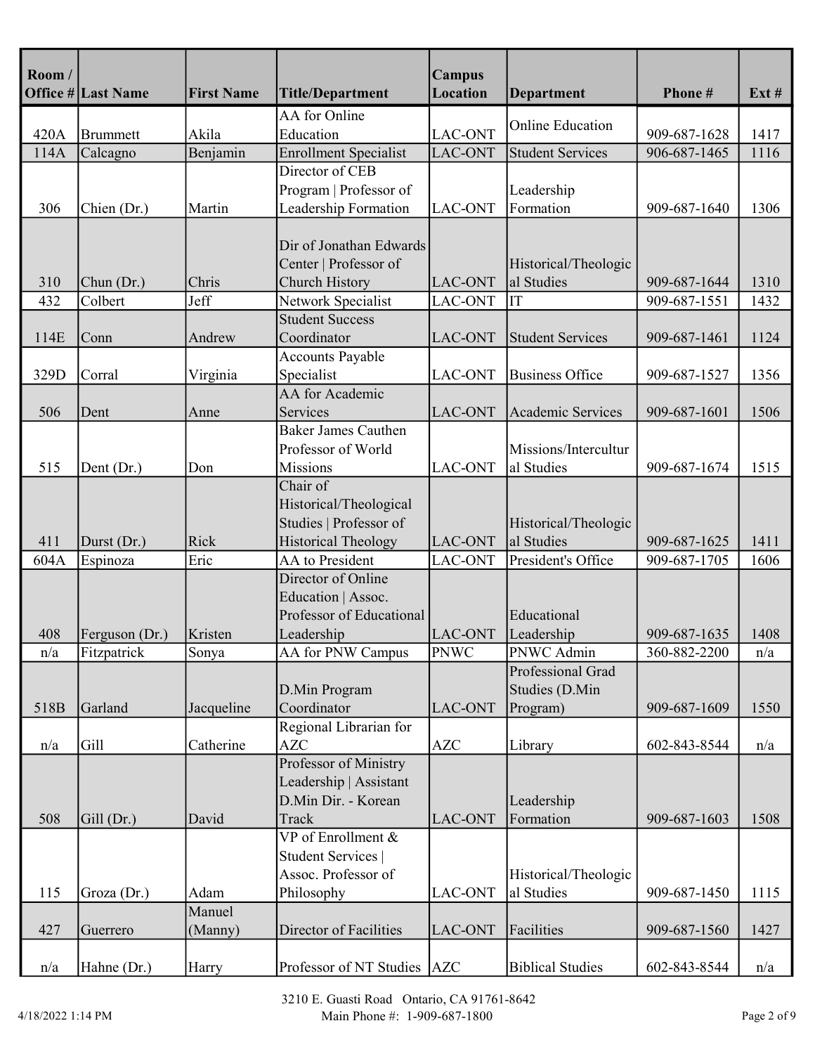| Room / Office # | Last Name | First Name | Title/Department | Campus Location | Department | Phone # | Ext # |
|---|---|---|---|---|---|---|---|
| 420A | Brummett | Akila | AA for Online Education | LAC-ONT | Online Education | 909-687-1628 | 1417 |
| 114A | Calcagno | Benjamin | Enrollment Specialist | LAC-ONT | Student Services | 906-687-1465 | 1116 |
| 306 | Chien (Dr.) | Martin | Director of CEB Program \| Professor of Leadership Formation | LAC-ONT | Leadership Formation | 909-687-1640 | 1306 |
| 310 | Chun (Dr.) | Chris | Dir of Jonathan Edwards Center \| Professor of Church History | LAC-ONT | Historical/Theological Studies | 909-687-1644 | 1310 |
| 432 | Colbert | Jeff | Network Specialist | LAC-ONT | IT | 909-687-1551 | 1432 |
| 114E | Conn | Andrew | Student Success Coordinator | LAC-ONT | Student Services | 909-687-1461 | 1124 |
| 329D | Corral | Virginia | Accounts Payable Specialist | LAC-ONT | Business Office | 909-687-1527 | 1356 |
| 506 | Dent | Anne | AA for Academic Services | LAC-ONT | Academic Services | 909-687-1601 | 1506 |
| 515 | Dent (Dr.) | Don | Baker James Cauthen Professor of World Missions | LAC-ONT | Missions/Intercultural Studies | 909-687-1674 | 1515 |
| 411 | Durst (Dr.) | Rick | Chair of Historical/Theological Studies \| Professor of Historical Theology | LAC-ONT | Historical/Theological Studies | 909-687-1625 | 1411 |
| 604A | Espinoza | Eric | AA to President | LAC-ONT | President's Office | 909-687-1705 | 1606 |
| 408 | Ferguson (Dr.) | Kristen | Director of Online Education \| Assoc. Professor of Educational Leadership | LAC-ONT | Educational Leadership | 909-687-1635 | 1408 |
| n/a | Fitzpatrick | Sonya | AA for PNW Campus | PNWC | PNWC Admin | 360-882-2200 | n/a |
| 518B | Garland | Jacqueline | D.Min Program Coordinator | LAC-ONT | Professional Grad Studies (D.Min Program) | 909-687-1609 | 1550 |
| n/a | Gill | Catherine | Regional Librarian for AZC | AZC | Library | 602-843-8544 | n/a |
| 508 | Gill (Dr.) | David | Professor of Ministry Leadership \| Assistant D.Min Dir. - Korean Track | LAC-ONT | Leadership Formation | 909-687-1603 | 1508 |
| 115 | Groza (Dr.) | Adam | VP of Enrollment & Student Services \| Assoc. Professor of Philosophy | LAC-ONT | Historical/Theological Studies | 909-687-1450 | 1115 |
| 427 | Guerrero | Manuel (Manny) | Director of Facilities | LAC-ONT | Facilities | 909-687-1560 | 1427 |
| n/a | Hahne (Dr.) | Harry | Professor of NT Studies | AZC | Biblical Studies | 602-843-8544 | n/a |

3210 E. Guasti Road Ontario, CA 91761-8642
Main Phone #: 1-909-687-1800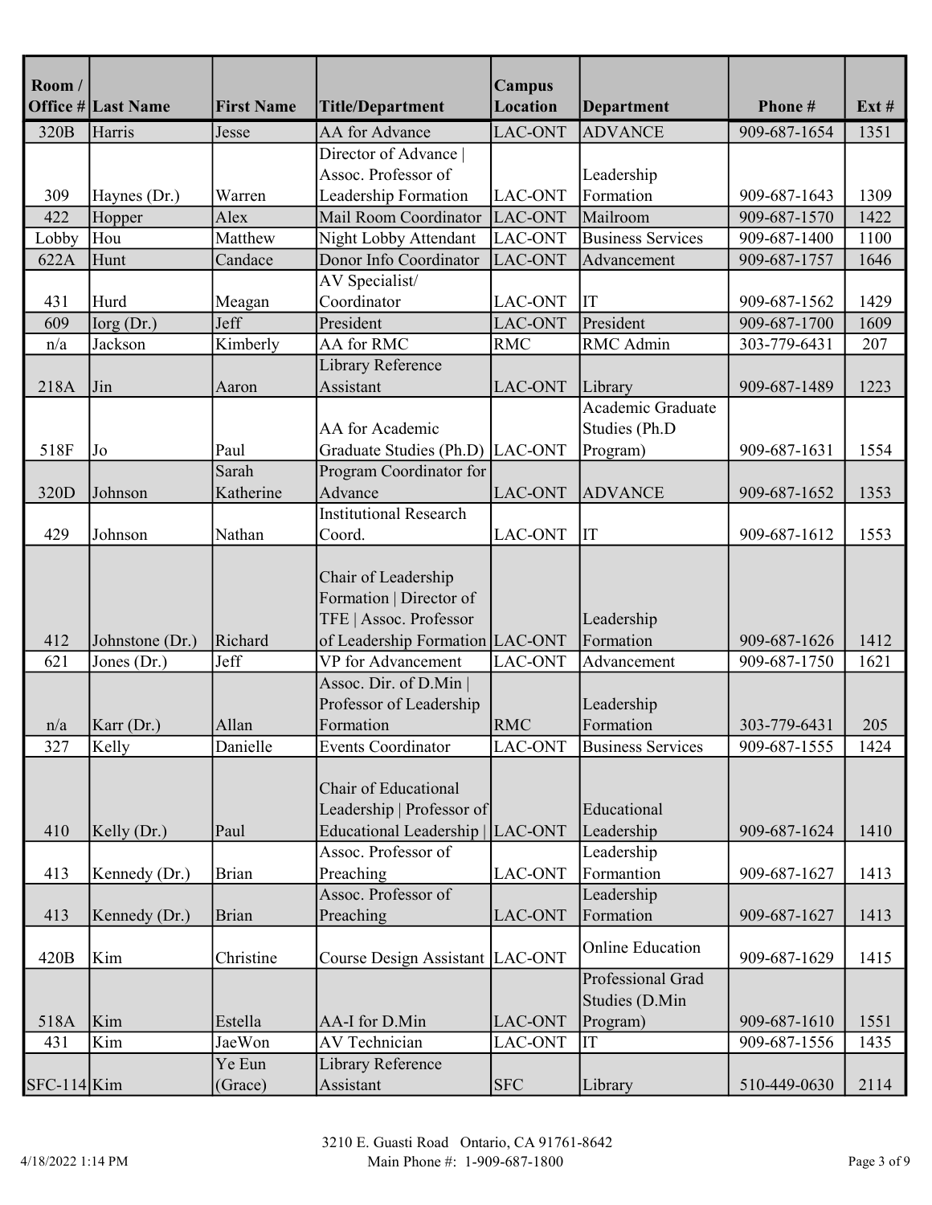| Room / Office # | Last Name | First Name | Title/Department | Campus Location | Department | Phone # | Ext # |
|---|---|---|---|---|---|---|---|
| 320B | Harris | Jesse | AA for Advance | LAC-ONT | ADVANCE | 909-687-1654 | 1351 |
| 309 | Haynes (Dr.) | Warren | Director of Advance \| Assoc. Professor of Leadership Formation | LAC-ONT | Leadership Formation | 909-687-1643 | 1309 |
| 422 | Hopper | Alex | Mail Room Coordinator | LAC-ONT | Mailroom | 909-687-1570 | 1422 |
| Lobby | Hou | Matthew | Night Lobby Attendant | LAC-ONT | Business Services | 909-687-1400 | 1100 |
| 622A | Hunt | Candace | Donor Info Coordinator | LAC-ONT | Advancement | 909-687-1757 | 1646 |
| 431 | Hurd | Meagan | AV Specialist/ Coordinator | LAC-ONT | IT | 909-687-1562 | 1429 |
| 609 | Iorg (Dr.) | Jeff | President | LAC-ONT | President | 909-687-1700 | 1609 |
| n/a | Jackson | Kimberly | AA for RMC | RMC | RMC Admin | 303-779-6431 | 207 |
| 218A | Jin | Aaron | Library Reference Assistant | LAC-ONT | Library | 909-687-1489 | 1223 |
| 518F | Jo | Paul | AA for Academic Graduate Studies (Ph.D) | LAC-ONT | Academic Graduate Studies (Ph.D Program) | 909-687-1631 | 1554 |
| 320D | Johnson | Sarah Katherine | Program Coordinator for Advance | LAC-ONT | ADVANCE | 909-687-1652 | 1353 |
| 429 | Johnson | Nathan | Institutional Research Coord. | LAC-ONT | IT | 909-687-1612 | 1553 |
| 412 | Johnstone (Dr.) | Richard | Chair of Leadership Formation \| Director of TFE \| Assoc. Professor of Leadership Formation | LAC-ONT | Leadership Formation | 909-687-1626 | 1412 |
| 621 | Jones (Dr.) | Jeff | VP for Advancement | LAC-ONT | Advancement | 909-687-1750 | 1621 |
| n/a | Karr (Dr.) | Allan | Assoc. Dir. of D.Min \| Professor of Leadership Formation | RMC | Leadership Formation | 303-779-6431 | 205 |
| 327 | Kelly | Danielle | Events Coordinator | LAC-ONT | Business Services | 909-687-1555 | 1424 |
| 410 | Kelly (Dr.) | Paul | Chair of Educational Leadership \| Professor of Educational Leadership \| | LAC-ONT | Educational Leadership | 909-687-1624 | 1410 |
| 413 | Kennedy (Dr.) | Brian | Assoc. Professor of Preaching | LAC-ONT | Leadership Formantion | 909-687-1627 | 1413 |
| 413 | Kennedy (Dr.) | Brian | Assoc. Professor of Preaching | LAC-ONT | Leadership Formation | 909-687-1627 | 1413 |
| 420B | Kim | Christine | Course Design Assistant | LAC-ONT | Online Education | 909-687-1629 | 1415 |
| 518A | Kim | Estella | AA-I for D.Min | LAC-ONT | Professional Grad Studies (D.Min Program) | 909-687-1610 | 1551 |
| 431 | Kim | JaeWon | AV Technician | LAC-ONT | IT | 909-687-1556 | 1435 |
| SFC-114 | Kim | Ye Eun (Grace) | Library Reference Assistant | SFC | Library | 510-449-0630 | 2114 |

4/18/2022 1:14 PM

3210 E. Guasti Road Ontario, CA 91761-8642
Main Phone #: 1-909-687-1800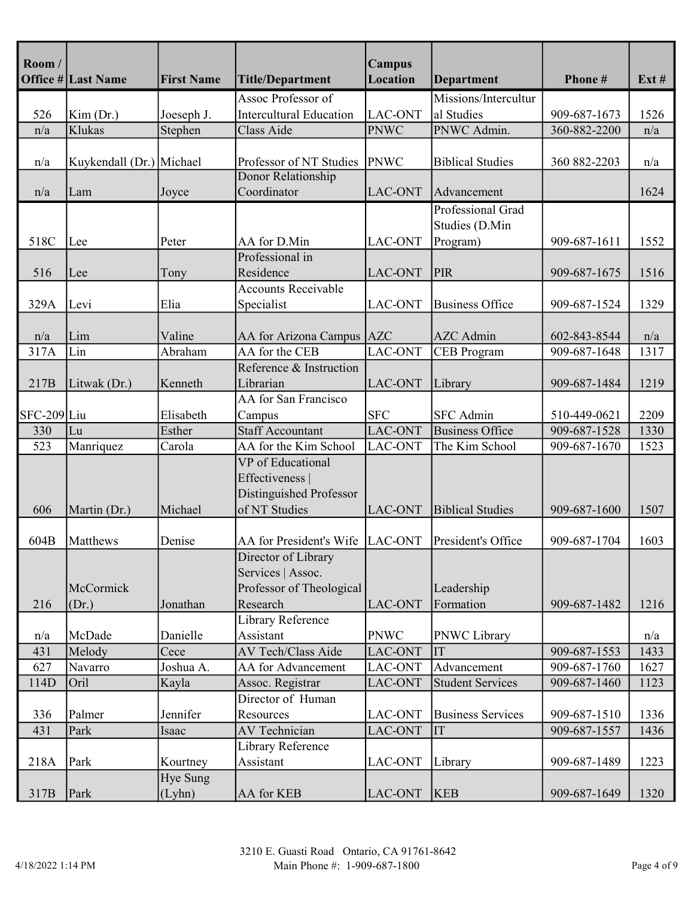| Room / Office # | Last Name | First Name | Title/Department | Campus Location | Department | Phone # | Ext # |
|---|---|---|---|---|---|---|---|
| 526 | Kim (Dr.) | Joeseph J. | Assoc Professor of Intercultural Education | LAC-ONT | Missions/Intercultural Studies | 909-687-1673 | 1526 |
| n/a | Klukas | Stephen | Class Aide | PNWC | PNWC Admin. | 360-882-2200 | n/a |
| n/a | Kuykendall (Dr.) | Michael | Professor of NT Studies | PNWC | Biblical Studies | 360 882-2203 | n/a |
| n/a | Lam | Joyce | Donor Relationship Coordinator | LAC-ONT | Advancement | | 1624 |
| 518C | Lee | Peter | AA for D.Min | LAC-ONT | Professional Grad Studies (D.Min Program) | 909-687-1611 | 1552 |
| 516 | Lee | Tony | Professional in Residence | LAC-ONT | PIR | 909-687-1675 | 1516 |
| 329A | Levi | Elia | Accounts Receivable Specialist | LAC-ONT | Business Office | 909-687-1524 | 1329 |
| n/a | Lim | Valine | AA for Arizona Campus | AZC | AZC Admin | 602-843-8544 | n/a |
| 317A | Lin | Abraham | AA for the CEB | LAC-ONT | CEB Program | 909-687-1648 | 1317 |
| 217B | Litwak (Dr.) | Kenneth | Reference & Instruction Librarian | LAC-ONT | Library | 909-687-1484 | 1219 |
| SFC-209 | Liu | Elisabeth | AA for San Francisco Campus | SFC | SFC Admin | 510-449-0621 | 2209 |
| 330 | Lu | Esther | Staff Accountant | LAC-ONT | Business Office | 909-687-1528 | 1330 |
| 523 | Manriquez | Carola | AA for the Kim School | LAC-ONT | The Kim School | 909-687-1670 | 1523 |
| 606 | Martin (Dr.) | Michael | VP of Educational Effectiveness \| Distinguished Professor of NT Studies | LAC-ONT | Biblical Studies | 909-687-1600 | 1507 |
| 604B | Matthews | Denise | AA for President's Wife | LAC-ONT | President's Office | 909-687-1704 | 1603 |
| 216 | McCormick (Dr.) | Jonathan | Director of Library Services \| Assoc. Professor of Theological Research | LAC-ONT | Leadership Formation | 909-687-1482 | 1216 |
| n/a | McDade | Danielle | Library Reference Assistant | PNWC | PNWC Library | | n/a |
| 431 | Melody | Cece | AV Tech/Class Aide | LAC-ONT | IT | 909-687-1553 | 1433 |
| 627 | Navarro | Joshua A. | AA for Advancement | LAC-ONT | Advancement | 909-687-1760 | 1627 |
| 114D | Oril | Kayla | Assoc. Registrar | LAC-ONT | Student Services | 909-687-1460 | 1123 |
| 336 | Palmer | Jennifer | Director of Human Resources | LAC-ONT | Business Services | 909-687-1510 | 1336 |
| 431 | Park | Isaac | AV Technician | LAC-ONT | IT | 909-687-1557 | 1436 |
| 218A | Park | Kourtney | Library Reference Assistant | LAC-ONT | Library | 909-687-1489 | 1223 |
| 317B | Park | Hye Sung (Lyhn) | AA for KEB | LAC-ONT | KEB | 909-687-1649 | 1320 |

3210 E. Guasti Road Ontario, CA 91761-8642
Main Phone #: 1-909-687-1800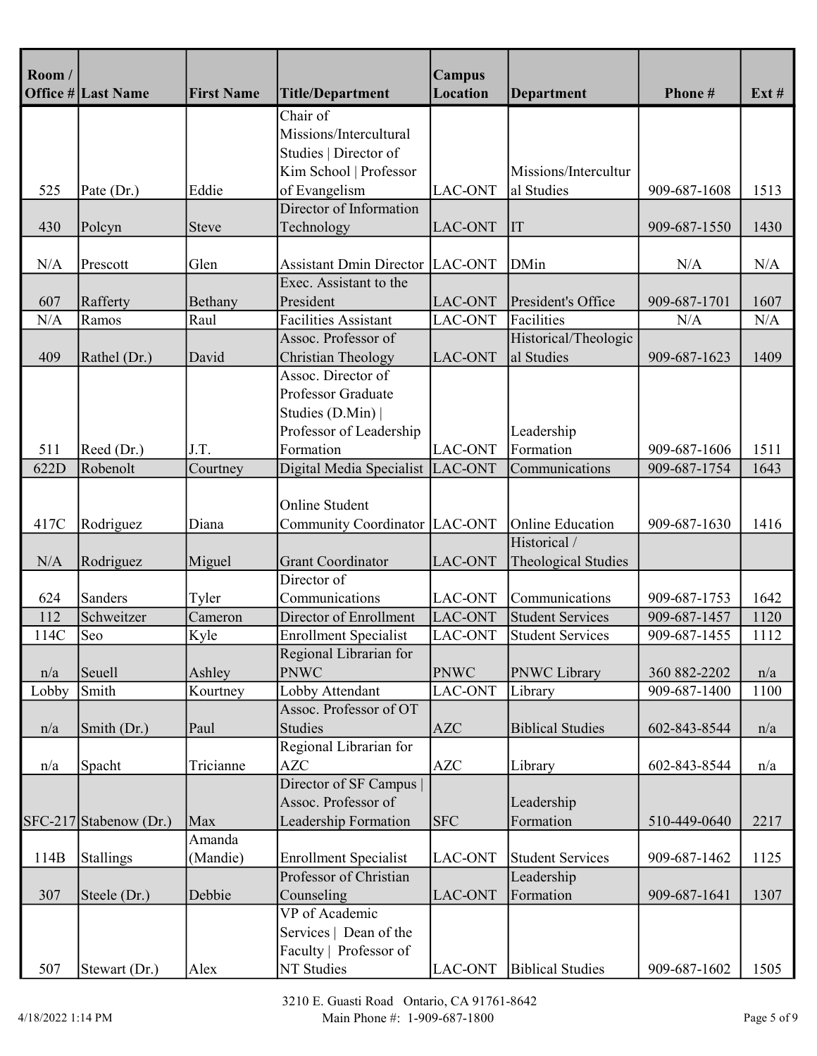| Room / Office # | Last Name | First Name | Title/Department | Campus Location | Department | Phone # | Ext # |
|---|---|---|---|---|---|---|---|
| 525 | Pate (Dr.) | Eddie | Chair of Missions/Intercultural Studies \| Director of Kim School \| Professor of Evangelism | LAC-ONT | Missions/Intercultural Studies | 909-687-1608 | 1513 |
| 430 | Polcyn | Steve | Director of Information Technology | LAC-ONT | IT | 909-687-1550 | 1430 |
| N/A | Prescott | Glen | Assistant Dmin Director | LAC-ONT | DMin | N/A | N/A |
| 607 | Rafferty | Bethany | Exec. Assistant to the President | LAC-ONT | President's Office | 909-687-1701 | 1607 |
| N/A | Ramos | Raul | Facilities Assistant | LAC-ONT | Facilities | N/A | N/A |
| 409 | Rathel (Dr.) | David | Assoc. Professor of Christian Theology | LAC-ONT | Historical/Theological Studies | 909-687-1623 | 1409 |
| 511 | Reed (Dr.) | J.T. | Assoc. Director of Professor Graduate Studies (D.Min) \| Professor of Leadership Formation | LAC-ONT | Leadership Formation | 909-687-1606 | 1511 |
| 622D | Robenolt | Courtney | Digital Media Specialist | LAC-ONT | Communications | 909-687-1754 | 1643 |
| 417C | Rodriguez | Diana | Online Student Community Coordinator | LAC-ONT | Online Education | 909-687-1630 | 1416 |
| N/A | Rodriguez | Miguel | Grant Coordinator | LAC-ONT | Historical / Theological Studies | | |
| 624 | Sanders | Tyler | Director of Communications | LAC-ONT | Communications | 909-687-1753 | 1642 |
| 112 | Schweitzer | Cameron | Director of Enrollment | LAC-ONT | Student Services | 909-687-1457 | 1120 |
| 114C | Seo | Kyle | Enrollment Specialist | LAC-ONT | Student Services | 909-687-1455 | 1112 |
| n/a | Seuell | Ashley | Regional Librarian for PNWC | PNWC | PNWC Library | 360 882-2202 | n/a |
| Lobby | Smith | Kourtney | Lobby Attendant | LAC-ONT | Library | 909-687-1400 | 1100 |
| n/a | Smith (Dr.) | Paul | Assoc. Professor of OT Studies | AZC | Biblical Studies | 602-843-8544 | n/a |
| n/a | Spacht | Tricianne | Regional Librarian for AZC | AZC | Library | 602-843-8544 | n/a |
| SFC-217 | Stabenow (Dr.) | Max | Director of SF Campus \| Assoc. Professor of Leadership Formation | SFC | Leadership Formation | 510-449-0640 | 2217 |
| 114B | Stallings | Amanda (Mandie) | Enrollment Specialist | LAC-ONT | Student Services | 909-687-1462 | 1125 |
| 307 | Steele (Dr.) | Debbie | Professor of Christian Counseling | LAC-ONT | Leadership Formation | 909-687-1641 | 1307 |
| 507 | Stewart (Dr.) | Alex | VP of Academic Services \| Dean of the Faculty \| Professor of NT Studies | LAC-ONT | Biblical Studies | 909-687-1602 | 1505 |

3210 E. Guasti Road Ontario, CA 91761-8642
Main Phone #: 1-909-687-1800

4/18/2022 1:14 PM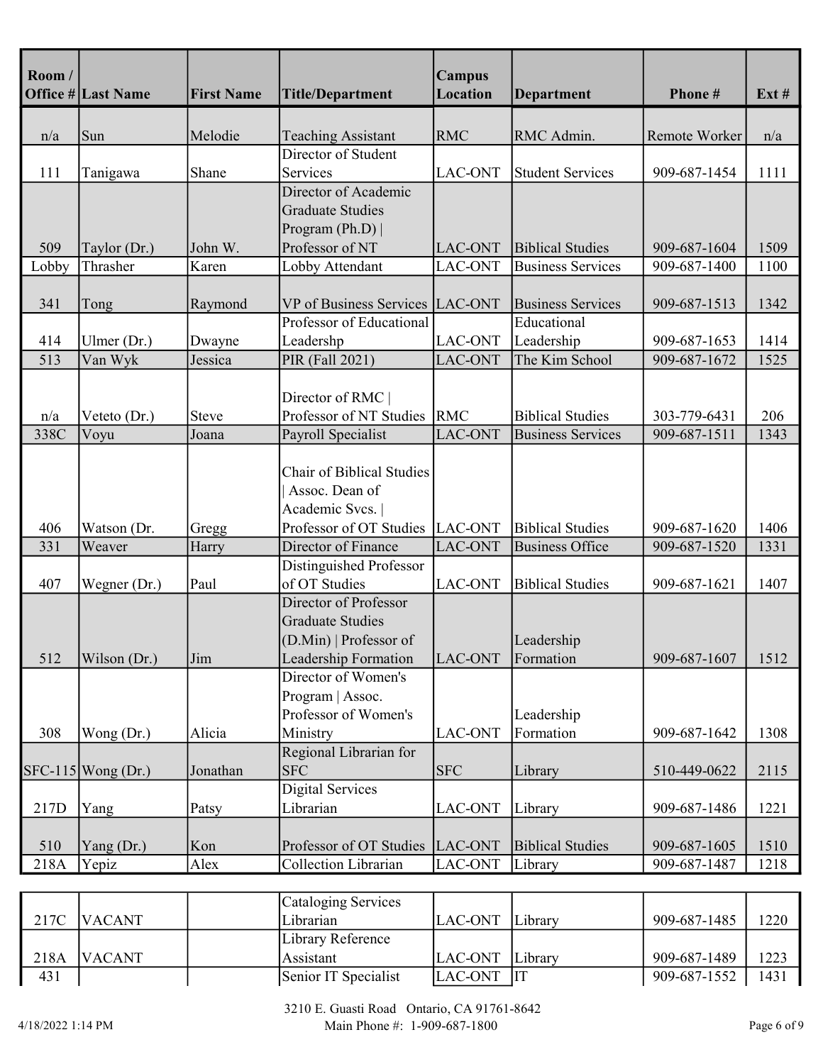| Room / Office # | Last Name | First Name | Title/Department | Campus Location | Department | Phone # | Ext # |
|---|---|---|---|---|---|---|---|
| n/a | Sun | Melodie | Teaching Assistant | RMC | RMC Admin. | Remote Worker | n/a |
| 111 | Tanigawa | Shane | Director of Student Services | LAC-ONT | Student Services | 909-687-1454 | 1111 |
| 509 | Taylor (Dr.) | John W. | Director of Academic Graduate Studies Program (Ph.D) \| Professor of NT | LAC-ONT | Biblical Studies | 909-687-1604 | 1509 |
| Lobby | Thrasher | Karen | Lobby Attendant | LAC-ONT | Business Services | 909-687-1400 | 1100 |
| 341 | Tong | Raymond | VP of Business Services | LAC-ONT | Business Services | 909-687-1513 | 1342 |
| 414 | Ulmer (Dr.) | Dwayne | Professor of Educational Leadershp | LAC-ONT | Educational Leadership | 909-687-1653 | 1414 |
| 513 | Van Wyk | Jessica | PIR (Fall 2021) | LAC-ONT | The Kim School | 909-687-1672 | 1525 |
| n/a | Veteto (Dr.) | Steve | Director of RMC \| Professor of NT Studies | RMC | Biblical Studies | 303-779-6431 | 206 |
| 338C | Voyu | Joana | Payroll Specialist | LAC-ONT | Business Services | 909-687-1511 | 1343 |
| 406 | Watson (Dr. | Gregg | Chair of Biblical Studies \| Assoc. Dean of Academic Svcs. \| Professor of OT Studies | LAC-ONT | Biblical Studies | 909-687-1620 | 1406 |
| 331 | Weaver | Harry | Director of Finance | LAC-ONT | Business Office | 909-687-1520 | 1331 |
| 407 | Wegner (Dr.) | Paul | Distinguished Professor of OT Studies | LAC-ONT | Biblical Studies | 909-687-1621 | 1407 |
| 512 | Wilson (Dr.) | Jim | Director of Professor Graduate Studies (D.Min) \| Professor of Leadership Formation | LAC-ONT | Leadership Formation | 909-687-1607 | 1512 |
| 308 | Wong (Dr.) | Alicia | Director of Women's Program \| Assoc. Professor of Women's Ministry | LAC-ONT | Leadership Formation | 909-687-1642 | 1308 |
| SFC-115 | Wong (Dr.) | Jonathan | Regional Librarian for SFC | SFC | Library | 510-449-0622 | 2115 |
| 217D | Yang | Patsy | Digital Services Librarian | LAC-ONT | Library | 909-687-1486 | 1221 |
| 510 | Yang (Dr.) | Kon | Professor of OT Studies | LAC-ONT | Biblical Studies | 909-687-1605 | 1510 |
| 218A | Yepiz | Alex | Collection Librarian | LAC-ONT | Library | 909-687-1487 | 1218 |
| 217C | VACANT | | Cataloging Services Librarian | LAC-ONT | Library | 909-687-1485 | 1220 |
| 218A | VACANT | | Library Reference Assistant | LAC-ONT | Library | 909-687-1489 | 1223 |
| 431 | | | Senior IT Specialist | LAC-ONT | IT | 909-687-1552 | 1431 |

3210 E. Guasti Road Ontario, CA 91761-8642
Main Phone #: 1-909-687-1800

4/18/2022 1:14 PM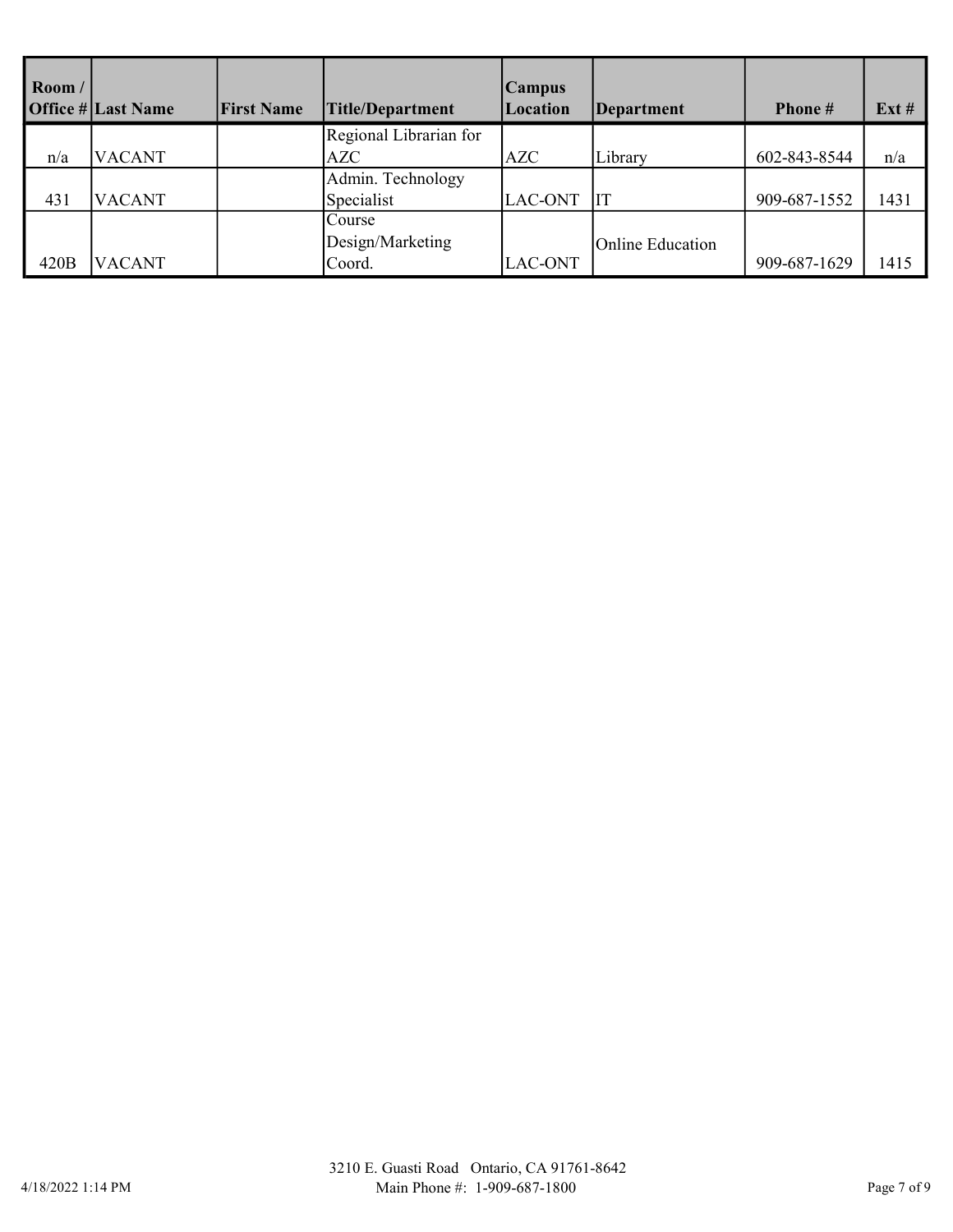| Room / Office # | Last Name | First Name | Title/Department | Campus Location | Department | Phone # | Ext # |
|---|---|---|---|---|---|---|---|
| n/a | VACANT | | Regional Librarian for AZC | AZC | Library | 602-843-8544 | n/a |
| 431 | VACANT | | Admin. Technology Specialist | LAC-ONT | IT | 909-687-1552 | 1431 |
| 420B | VACANT | | Course Design/Marketing Coord. | LAC-ONT | Online Education | 909-687-1629 | 1415 |

3210 E. Guasti Road Ontario, CA 91761-8642
Main Phone #: 1-909-687-1800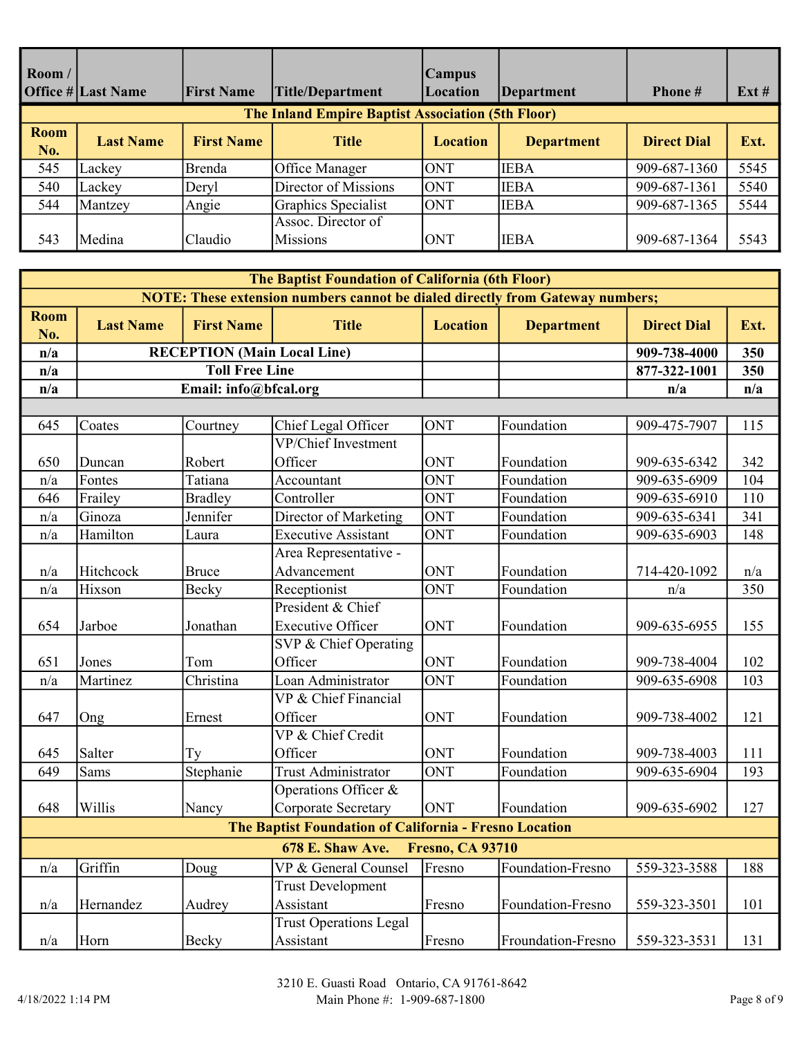| Room / Office # | Last Name | First Name | Title/Department | Campus Location | Department | Phone # | Ext # |
|---|---|---|---|---|---|---|---|
| **The Inland Empire Baptist Association (5th Floor)** | | | | | | | |
| **Room No.** | **Last Name** | **First Name** | **Title** | **Location** | **Department** | **Direct Dial** | **Ext.** |
| 545 | Lackey | Brenda | Office Manager | ONT | IEBA | 909-687-1360 | 5545 |
| 540 | Lackey | Deryl | Director of Missions | ONT | IEBA | 909-687-1361 | 5540 |
| 544 | Mantzey | Angie | Graphics Specialist | ONT | IEBA | 909-687-1365 | 5544 |
| 543 | Medina | Claudio | Assoc. Director of Missions | ONT | IEBA | 909-687-1364 | 5543 |

| | | | | | | | |
|---|---|---|---|---|---|---|---|
| **The Baptist Foundation of California (6th Floor)** | | | | | | | |
| **NOTE: These extension numbers cannot be dialed directly from Gateway numbers;** | | | | | | | |
| **Room No.** | **Last Name** | **First Name** | **Title** | **Location** | **Department** | **Direct Dial** | **Ext.** |
| **n/a** | **RECEPTION (Main Local Line)** | | | | | **909-738-4000** | **350** |
| **n/a** | **Toll Free Line** | | | | | **877-322-1001** | **350** |
| **n/a** | **Email: info@bfcal.org** | | | | | **n/a** | **n/a** |
| | | | | | | | |
| 645 | Coates | Courtney | Chief Legal Officer | ONT | Foundation | 909-475-7907 | 115 |
| 650 | Duncan | Robert | VP/Chief Investment Officer | ONT | Foundation | 909-635-6342 | 342 |
| n/a | Fontes | Tatiana | Accountant | ONT | Foundation | 909-635-6909 | 104 |
| 646 | Frailey | Bradley | Controller | ONT | Foundation | 909-635-6910 | 110 |
| n/a | Ginoza | Jennifer | Director of Marketing | ONT | Foundation | 909-635-6341 | 341 |
| n/a | Hamilton | Laura | Executive Assistant | ONT | Foundation | 909-635-6903 | 148 |
| n/a | Hitchcock | Bruce | Area Representative - Advancement | ONT | Foundation | 714-420-1092 | n/a |
| n/a | Hixson | Becky | Receptionist | ONT | Foundation | n/a | 350 |
| 654 | Jarboe | Jonathan | President & Chief Executive Officer | ONT | Foundation | 909-635-6955 | 155 |
| 651 | Jones | Tom | SVP & Chief Operating Officer | ONT | Foundation | 909-738-4004 | 102 |
| n/a | Martinez | Christina | Loan Administrator | ONT | Foundation | 909-635-6908 | 103 |
| 647 | Ong | Ernest | VP & Chief Financial Officer | ONT | Foundation | 909-738-4002 | 121 |
| 645 | Salter | Ty | VP & Chief Credit Officer | ONT | Foundation | 909-738-4003 | 111 |
| 649 | Sams | Stephanie | Trust Administrator | ONT | Foundation | 909-635-6904 | 193 |
| 648 | Willis | Nancy | Operations Officer & Corporate Secretary | ONT | Foundation | 909-635-6902 | 127 |
| **The Baptist Foundation of California - Fresno Location** | | | | | | | |
| **678 E. Shaw Ave. Fresno, CA 93710** | | | | | | | |
| n/a | Griffin | Doug | VP & General Counsel | Fresno | Foundation-Fresno | 559-323-3588 | 188 |
| n/a | Hernandez | Audrey | Trust Development Assistant | Fresno | Foundation-Fresno | 559-323-3501 | 101 |
| n/a | Horn | Becky | Trust Operations Legal Assistant | Fresno | Froundation-Fresno | 559-323-3531 | 131 |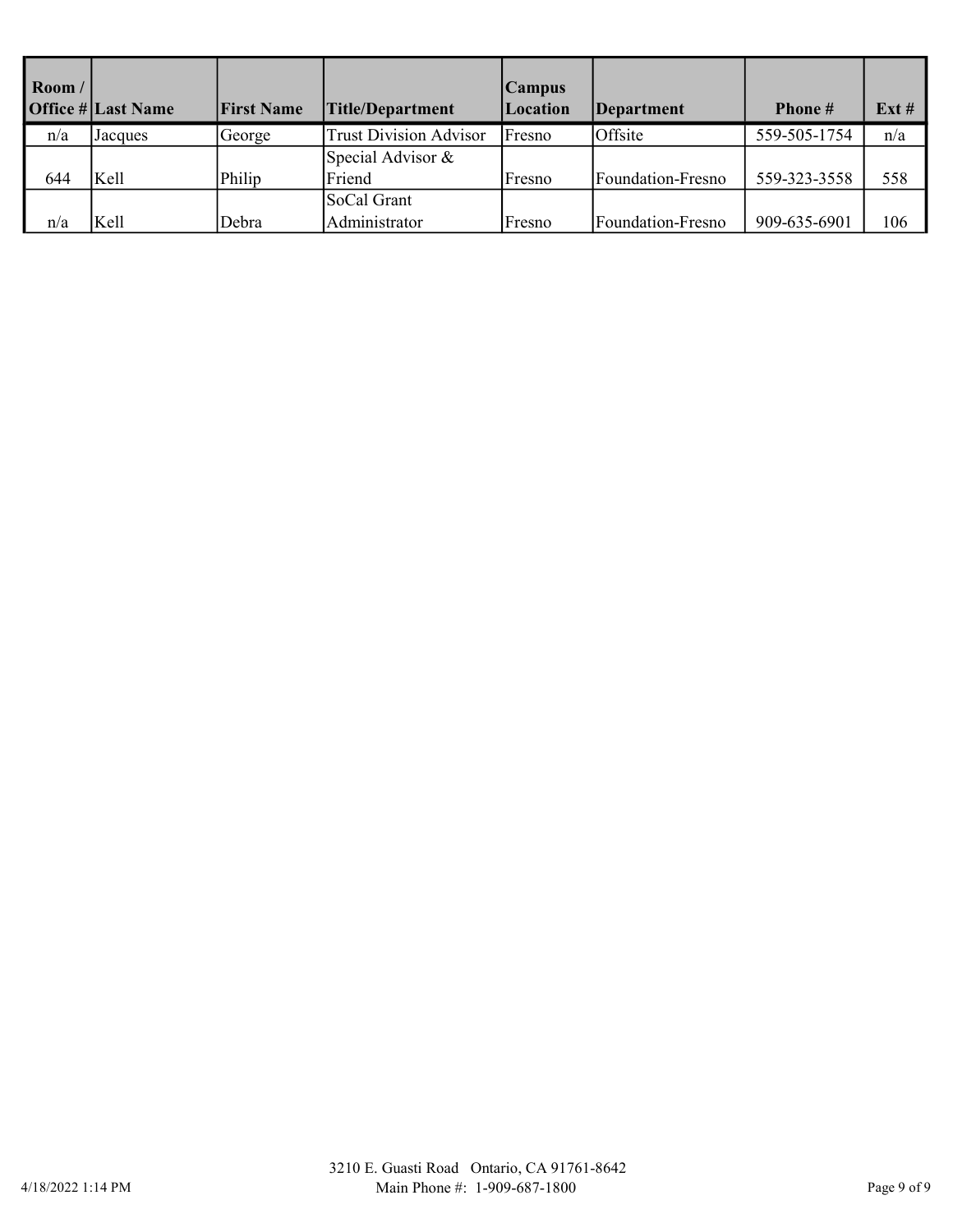| Room / Office # | Last Name | First Name | Title/Department | Campus Location | Department | Phone # | Ext # |
|---|---|---|---|---|---|---|---|
| n/a | Jacques | George | Trust Division Advisor | Fresno | Offsite | 559-505-1754 | n/a |
| 644 | Kell | Philip | Special Advisor & Friend | Fresno | Foundation-Fresno | 559-323-3558 | 558 |
| n/a | Kell | Debra | SoCal Grant Administrator | Fresno | Foundation-Fresno | 909-635-6901 | 106 |

4/18/2022 1:14 PM

3210 E. Guasti Road Ontario, CA 91761-8642
Main Phone #: 1-909-687-1800